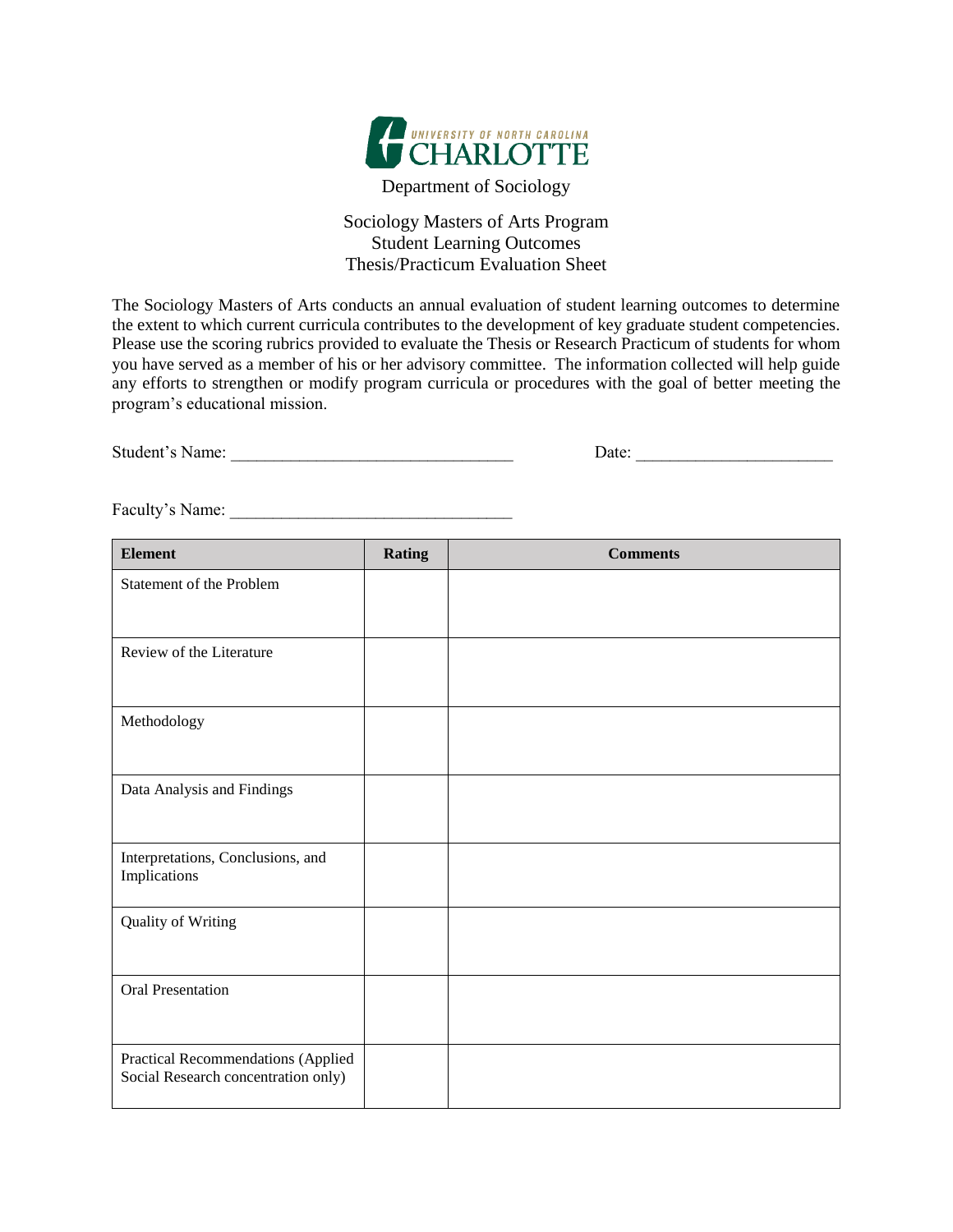UNIVERSITY OF NORTH CAROLINA
CHARLOTTE

Department of Sociology

## Sociology Masters of Arts Program
## Student Learning Outcomes
## Thesis/Practicum Evaluation Sheet

The Sociology Masters of Arts conducts an annual evaluation of student learning outcomes to determine the extent to which current curricula contributes to the development of key graduate student competencies. Please use the scoring rubrics provided to evaluate the Thesis or Research Practicum of students for whom you have served as a member of his or her advisory committee. The information collected will help guide any efforts to strengthen or modify program curricula or procedures with the goal of better meeting the program's educational mission.

Student's Name: ________________________________ Date: ______________________

Faculty's Name: ________________________________

| Element | Rating | Comments |
|---|---|---|
| Statement of the Problem | | |
| Review of the Literature | | |
| Methodology | | |
| Data Analysis and Findings | | |
| Interpretations, Conclusions, and Implications | | |
| Quality of Writing | | |
| Oral Presentation | | |
| Practical Recommendations (Applied Social Research concentration only) | | |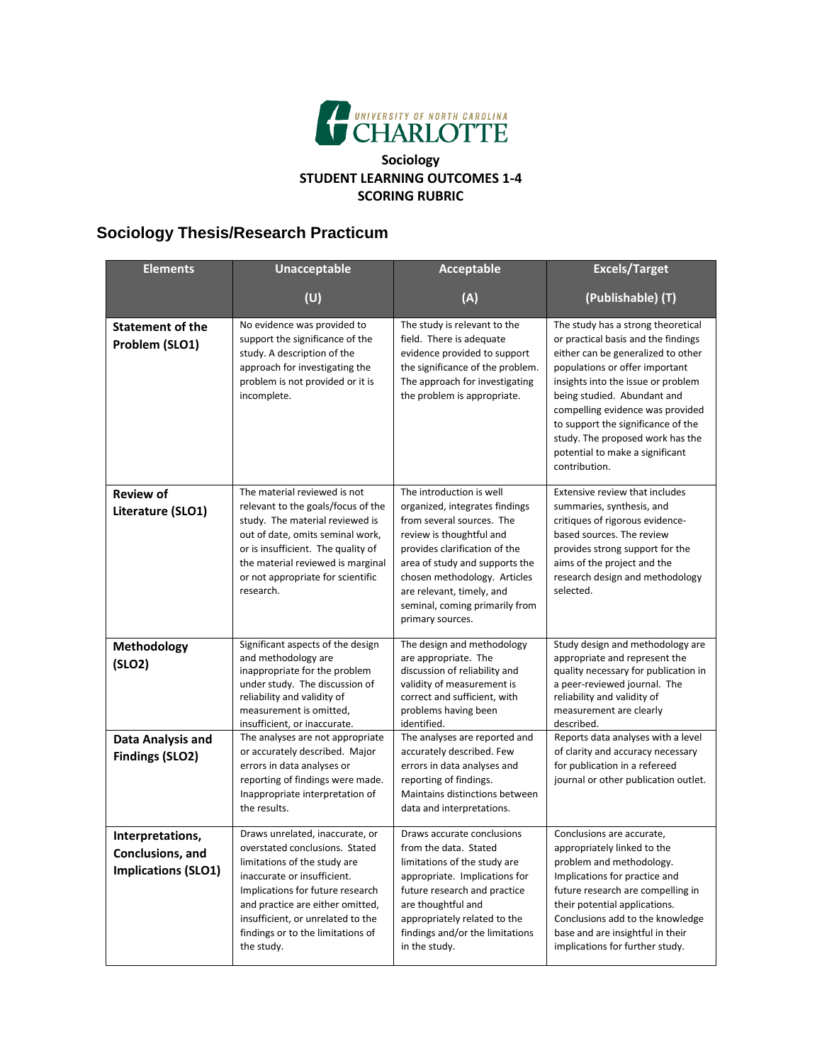UNIVERSITY OF NORTH CAROLINA CHARLOTTE

**Sociology**
**STUDENT LEARNING OUTCOMES 1-4**
**SCORING RUBRIC**

## Sociology Thesis/Research Practicum

| Elements | Unacceptable (U) | Acceptable (A) | Excels/Target (Publishable) (T) |
|---|---|---|---|
| **Statement of the Problem (SLO1)** | No evidence was provided to support the significance of the study. A description of the approach for investigating the problem is not provided or it is incomplete. | The study is relevant to the field. There is adequate evidence provided to support the significance of the problem. The approach for investigating the problem is appropriate. | The study has a strong theoretical or practical basis and the findings either can be generalized to other populations or offer important insights into the issue or problem being studied. Abundant and compelling evidence was provided to support the significance of the study. The proposed work has the potential to make a significant contribution. |
| **Review of Literature (SLO1)** | The material reviewed is not relevant to the goals/focus of the study. The material reviewed is out of date, omits seminal work, or is insufficient. The quality of the material reviewed is marginal or not appropriate for scientific research. | The introduction is well organized, integrates findings from several sources. The review is thoughtful and provides clarification of the area of study and supports the chosen methodology. Articles are relevant, timely, and seminal, coming primarily from primary sources. | Extensive review that includes summaries, synthesis, and critiques of rigorous evidence-based sources. The review provides strong support for the aims of the project and the research design and methodology selected. |
| **Methodology (SLO2)** | Significant aspects of the design and methodology are inappropriate for the problem under study. The discussion of reliability and validity of measurement is omitted, insufficient, or inaccurate. | The design and methodology are appropriate. The discussion of reliability and validity of measurement is correct and sufficient, with problems having been identified. | Study design and methodology are appropriate and represent the quality necessary for publication in a peer-reviewed journal. The reliability and validity of measurement are clearly described. |
| **Data Analysis and Findings (SLO2)** | The analyses are not appropriate or accurately described. Major errors in data analyses or reporting of findings were made. Inappropriate interpretation of the results. | The analyses are reported and accurately described. Few errors in data analyses and reporting of findings. Maintains distinctions between data and interpretations. | Reports data analyses with a level of clarity and accuracy necessary for publication in a refereed journal or other publication outlet. |
| **Interpretations, Conclusions, and Implications (SLO1)** | Draws unrelated, inaccurate, or overstated conclusions. Stated limitations of the study are inaccurate or insufficient. Implications for future research and practice are either omitted, insufficient, or unrelated to the findings or to the limitations of the study. | Draws accurate conclusions from the data. Stated limitations of the study are appropriate. Implications for future research and practice are thoughtful and appropriately related to the findings and/or the limitations in the study. | Conclusions are accurate, appropriately linked to the problem and methodology. Implications for practice and future research are compelling in their potential applications. Conclusions add to the knowledge base and are insightful in their implications for further study. |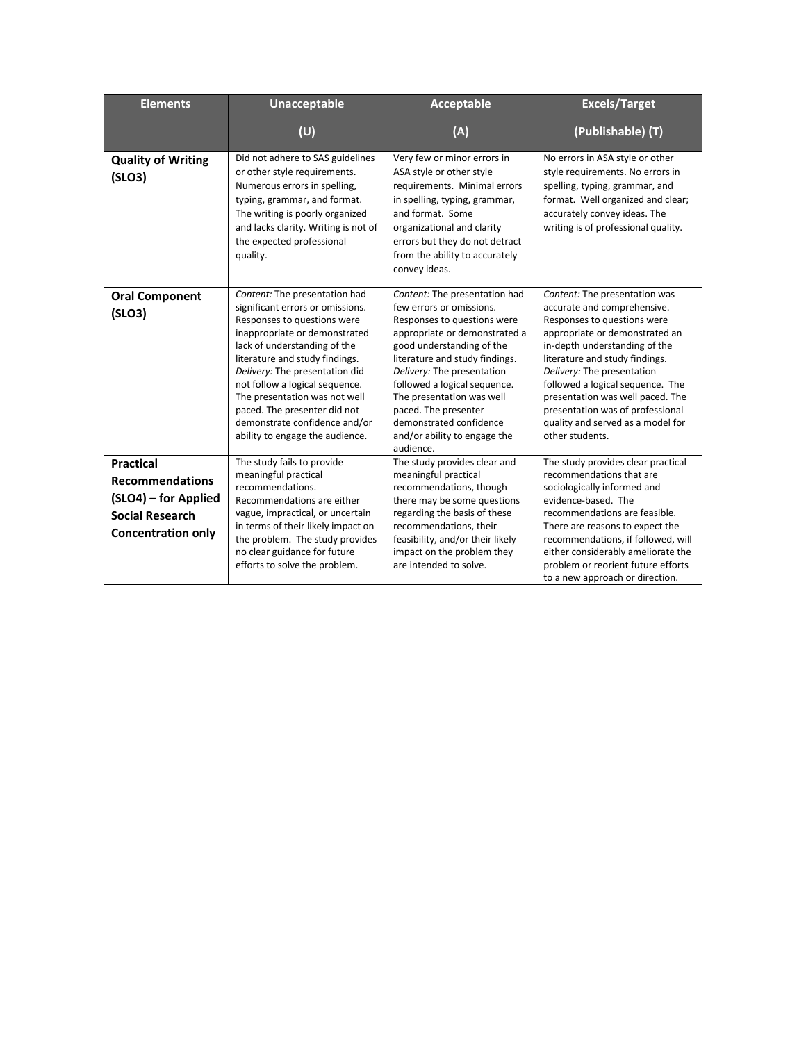| Elements | Unacceptable<br><br>(U) | Acceptable<br><br>(A) | Excels/Target<br><br>(Publishable) (T) |
|---|---|---|---|
| **Quality of Writing (SLO3)** | Did not adhere to SAS guidelines or other style requirements. Numerous errors in spelling, typing, grammar, and format. The writing is poorly organized and lacks clarity. Writing is not of the expected professional quality. | Very few or minor errors in ASA style or other style requirements. Minimal errors in spelling, typing, grammar, and format. Some organizational and clarity errors but they do not detract from the ability to accurately convey ideas. | No errors in ASA style or other style requirements. No errors in spelling, typing, grammar, and format. Well organized and clear; accurately convey ideas. The writing is of professional quality. |
| **Oral Component (SLO3)** | *Content:* The presentation had significant errors or omissions. Responses to questions were inappropriate or demonstrated lack of understanding of the literature and study findings. *Delivery:* The presentation did not follow a logical sequence. The presentation was not well paced. The presenter did not demonstrate confidence and/or ability to engage the audience. | *Content:* The presentation had few errors or omissions. Responses to questions were appropriate or demonstrated a good understanding of the literature and study findings. *Delivery:* The presentation followed a logical sequence. The presentation was well paced. The presenter demonstrated confidence and/or ability to engage the audience. | *Content:* The presentation was accurate and comprehensive. Responses to questions were appropriate or demonstrated an in-depth understanding of the literature and study findings. *Delivery:* The presentation followed a logical sequence. The presentation was well paced. The presentation was of professional quality and served as a model for other students. |
| **Practical Recommendations (SLO4) – for Applied Social Research Concentration only** | The study fails to provide meaningful practical recommendations. Recommendations are either vague, impractical, or uncertain in terms of their likely impact on the problem. The study provides no clear guidance for future efforts to solve the problem. | The study provides clear and meaningful practical recommendations, though there may be some questions regarding the basis of these recommendations, their feasibility, and/or their likely impact on the problem they are intended to solve. | The study provides clear practical recommendations that are sociologically informed and evidence-based. The recommendations are feasible. There are reasons to expect the recommendations, if followed, will either considerably ameliorate the problem or reorient future efforts to a new approach or direction. |